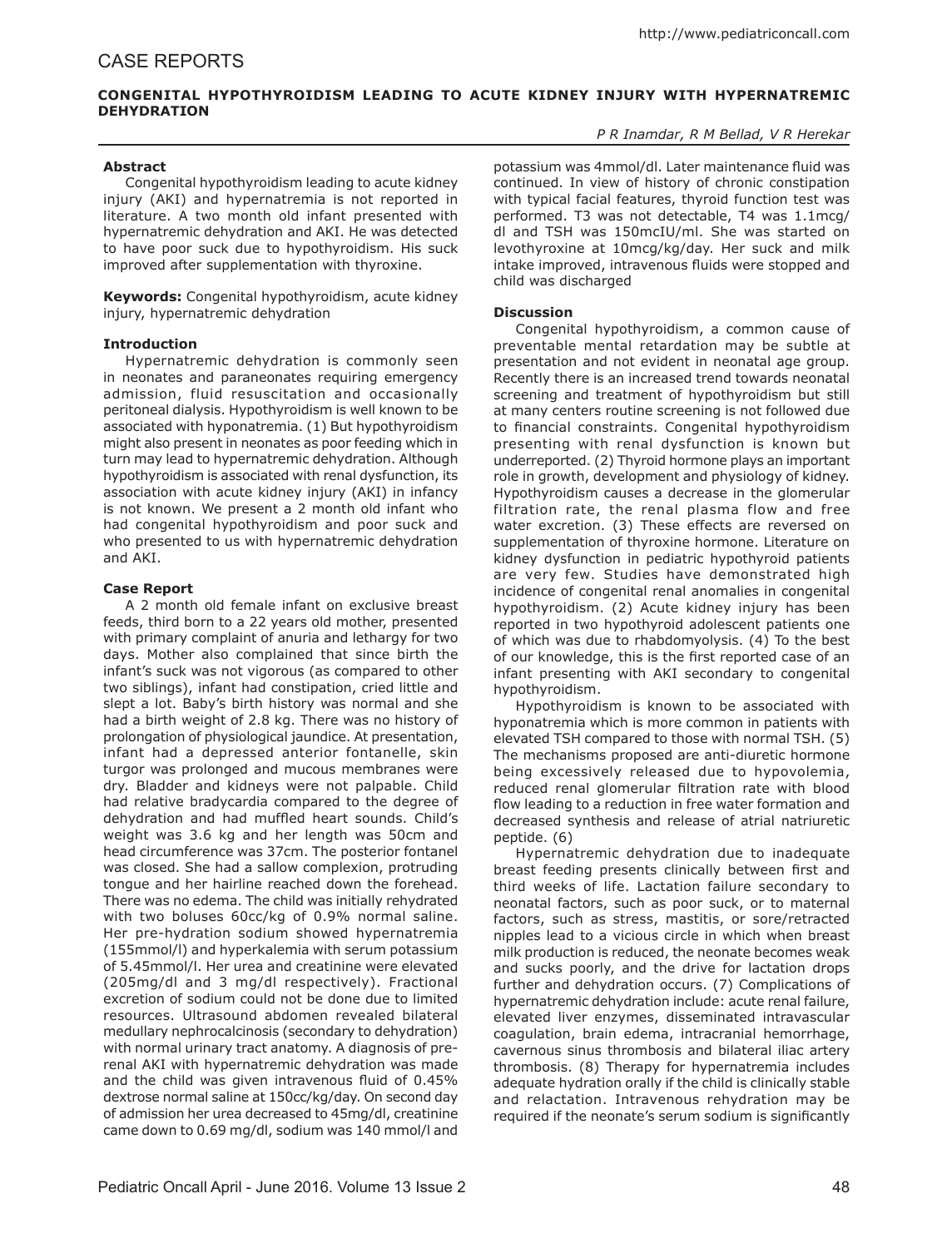# CASE REPORTS

## CONGENITAL HYPOTHYROIDISM LEADING TO ACUTE KIDNEY INJURY WITH HYPERNATREMIC DEHYDRATION

*P R Inamdar, R M Bellad, V R Herekar*

### Abstract

Congenital hypothyroidism leading to acute kidney injury (AKI) and hypernatremia is not reported in literature. A two month old infant presented with hypernatremic dehydration and AKI. He was detected to have poor suck due to hypothyroidism. His suck improved after supplementation with thyroxine.

**Keywords:** Congenital hypothyroidism, acute kidney injury, hypernatremic dehydration

### Introduction

Hypernatremic dehydration is commonly seen in neonates and paraneonates requiring emergency admission, fluid resuscitation and occasionally peritoneal dialysis. Hypothyroidism is well known to be associated with hyponatremia. (1) But hypothyroidism might also present in neonates as poor feeding which in turn may lead to hypernatremic dehydration. Although hypothyroidism is associated with renal dysfunction, its association with acute kidney injury (AKI) in infancy is not known. We present a 2 month old infant who had congenital hypothyroidism and poor suck and who presented to us with hypernatremic dehydration and AKI.

### Case Report

A 2 month old female infant on exclusive breast feeds, third born to a 22 years old mother, presented with primary complaint of anuria and lethargy for two days. Mother also complained that since birth the infant's suck was not vigorous (as compared to other two siblings), infant had constipation, cried little and slept a lot. Baby's birth history was normal and she had a birth weight of 2.8 kg. There was no history of prolongation of physiological jaundice. At presentation, infant had a depressed anterior fontanelle, skin turgor was prolonged and mucous membranes were dry. Bladder and kidneys were not palpable. Child had relative bradycardia compared to the degree of dehydration and had muffled heart sounds. Child's weight was 3.6 kg and her length was 50cm and head circumference was 37cm. The posterior fontanel was closed. She had a sallow complexion, protruding tongue and her hairline reached down the forehead. There was no edema. The child was initially rehydrated with two boluses 60cc/kg of 0.9% normal saline. Her pre-hydration sodium showed hypernatremia (155mmol/l) and hyperkalemia with serum potassium of 5.45mmol/l. Her urea and creatinine were elevated (205mg/dl and 3 mg/dl respectively). Fractional excretion of sodium could not be done due to limited resources. Ultrasound abdomen revealed bilateral medullary nephrocalcinosis (secondary to dehydration) with normal urinary tract anatomy. A diagnosis of pre-renal AKI with hypernatremic dehydration was made and the child was given intravenous fluid of 0.45% dextrose normal saline at 150cc/kg/day. On second day of admission her urea decreased to 45mg/dl, creatinine came down to 0.69 mg/dl, sodium was 140 mmol/l and potassium was 4mmol/dl. Later maintenance fluid was continued. In view of history of chronic constipation with typical facial features, thyroid function test was performed. T3 was not detectable, T4 was 1.1mcg/dl and TSH was 150mcIU/ml. She was started on levothyroxine at 10mcg/kg/day. Her suck and milk intake improved, intravenous fluids were stopped and child was discharged

### Discussion

Congenital hypothyroidism, a common cause of preventable mental retardation may be subtle at presentation and not evident in neonatal age group. Recently there is an increased trend towards neonatal screening and treatment of hypothyroidism but still at many centers routine screening is not followed due to financial constraints. Congenital hypothyroidism presenting with renal dysfunction is known but underreported. (2) Thyroid hormone plays an important role in growth, development and physiology of kidney. Hypothyroidism causes a decrease in the glomerular filtration rate, the renal plasma flow and free water excretion. (3) These effects are reversed on supplementation of thyroxine hormone. Literature on kidney dysfunction in pediatric hypothyroid patients are very few. Studies have demonstrated high incidence of congenital renal anomalies in congenital hypothyroidism. (2) Acute kidney injury has been reported in two hypothyroid adolescent patients one of which was due to rhabdomyolysis. (4) To the best of our knowledge, this is the first reported case of an infant presenting with AKI secondary to congenital hypothyroidism.

Hypothyroidism is known to be associated with hyponatremia which is more common in patients with elevated TSH compared to those with normal TSH. (5) The mechanisms proposed are anti-diuretic hormone being excessively released due to hypovolemia, reduced renal glomerular filtration rate with blood flow leading to a reduction in free water formation and decreased synthesis and release of atrial natriuretic peptide. (6)

Hypernatremic dehydration due to inadequate breast feeding presents clinically between first and third weeks of life. Lactation failure secondary to neonatal factors, such as poor suck, or to maternal factors, such as stress, mastitis, or sore/retracted nipples lead to a vicious circle in which when breast milk production is reduced, the neonate becomes weak and sucks poorly, and the drive for lactation drops further and dehydration occurs. (7) Complications of hypernatremic dehydration include: acute renal failure, elevated liver enzymes, disseminated intravascular coagulation, brain edema, intracranial hemorrhage, cavernous sinus thrombosis and bilateral iliac artery thrombosis. (8) Therapy for hypernatremia includes adequate hydration orally if the child is clinically stable and relactation. Intravenous rehydration may be required if the neonate's serum sodium is significantly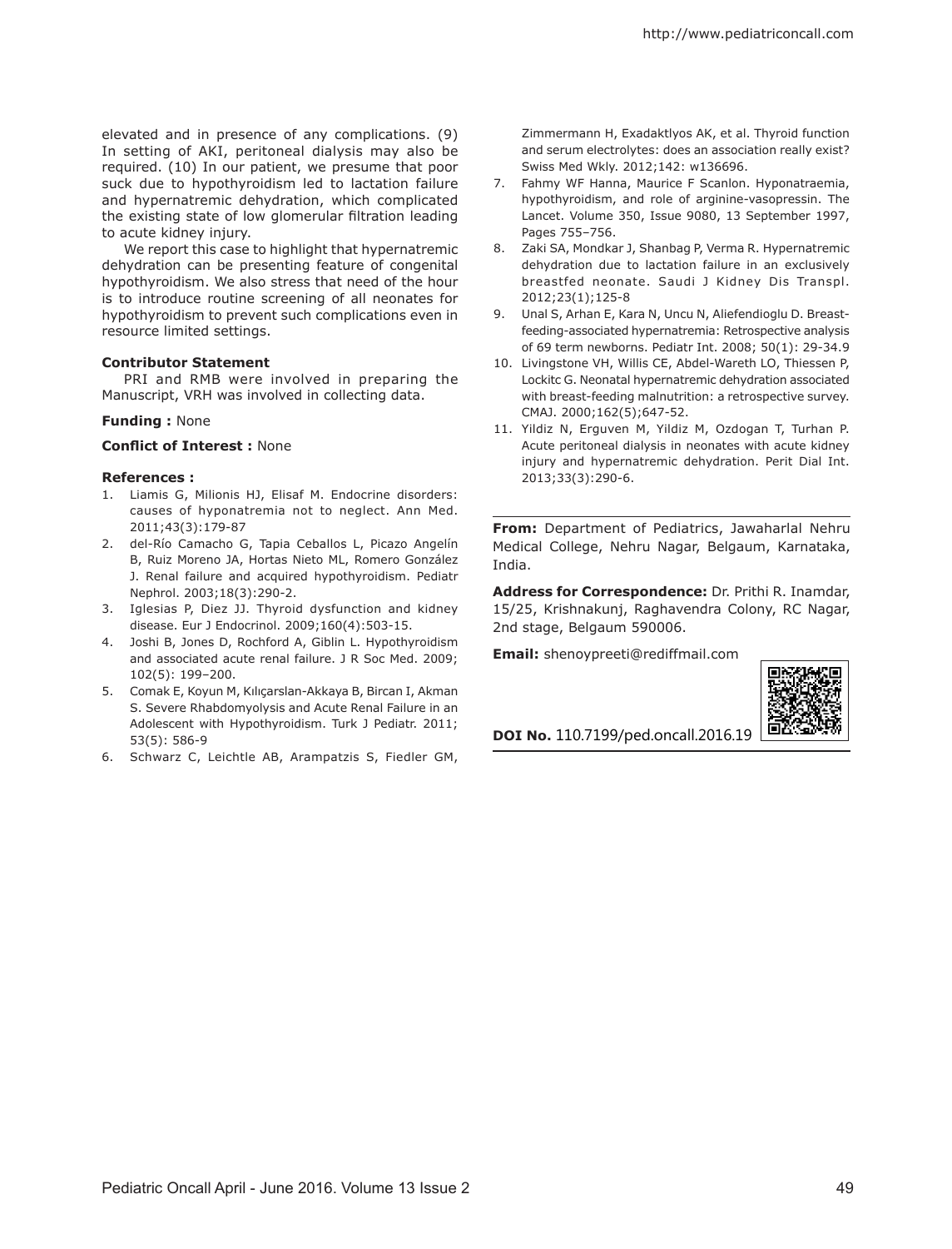elevated and in presence of any complications. (9) In setting of AKI, peritoneal dialysis may also be required. (10) In our patient, we presume that poor suck due to hypothyroidism led to lactation failure and hypernatremic dehydration, which complicated the existing state of low glomerular filtration leading to acute kidney injury.

We report this case to highlight that hypernatremic dehydration can be presenting feature of congenital hypothyroidism. We also stress that need of the hour is to introduce routine screening of all neonates for hypothyroidism to prevent such complications even in resource limited settings.

**Contributor Statement**

PRI and RMB were involved in preparing the Manuscript, VRH was involved in collecting data.

**Funding :** None

**Conflict of Interest :** None

**References :**

1. Liamis G, Milionis HJ, Elisaf M. Endocrine disorders: causes of hyponatremia not to neglect. Ann Med. 2011;43(3):179-87
2. del-Río Camacho G, Tapia Ceballos L, Picazo Angelín B, Ruiz Moreno JA, Hortas Nieto ML, Romero González J. Renal failure and acquired hypothyroidism. Pediatr Nephrol. 2003;18(3):290-2.
3. Iglesias P, Diez JJ. Thyroid dysfunction and kidney disease. Eur J Endocrinol. 2009;160(4):503-15.
4. Joshi B, Jones D, Rochford A, Giblin L. Hypothyroidism and associated acute renal failure. J R Soc Med. 2009; 102(5): 199–200.
5. Comak E, Koyun M, Kılıçarslan-Akkaya B, Bircan I, Akman S. Severe Rhabdomyolysis and Acute Renal Failure in an Adolescent with Hypothyroidism. Turk J Pediatr. 2011; 53(5): 586-9
6. Schwarz C, Leichtle AB, Arampatzis S, Fiedler GM, Zimmermann H, Exadaktlyos AK, et al. Thyroid function and serum electrolytes: does an association really exist? Swiss Med Wkly. 2012;142: w136696.
7. Fahmy WF Hanna, Maurice F Scanlon. Hyponatraemia, hypothyroidism, and role of arginine-vasopressin. The Lancet. Volume 350, Issue 9080, 13 September 1997, Pages 755–756.
8. Zaki SA, Mondkar J, Shanbag P, Verma R. Hypernatremic dehydration due to lactation failure in an exclusively breastfed neonate. Saudi J Kidney Dis Transpl. 2012;23(1);125-8
9. Unal S, Arhan E, Kara N, Uncu N, Aliefendioglu D. Breast-feeding-associated hypernatremia: Retrospective analysis of 69 term newborns. Pediatr Int. 2008; 50(1): 29-34.9
10. Livingstone VH, Willis CE, Abdel-Wareth LO, Thiessen P, Lockitc G. Neonatal hypernatremic dehydration associated with breast-feeding malnutrition: a retrospective survey. CMAJ. 2000;162(5);647-52.
11. Yildiz N, Erguven M, Yildiz M, Ozdogan T, Turhan P. Acute peritoneal dialysis in neonates with acute kidney injury and hypernatremic dehydration. Perit Dial Int. 2013;33(3):290-6.

**From:** Department of Pediatrics, Jawaharlal Nehru Medical College, Nehru Nagar, Belgaum, Karnataka, India.

**Address for Correspondence:** Dr. Prithi R. Inamdar, 15/25, Krishnakunj, Raghavendra Colony, RC Nagar, 2nd stage, Belgaum 590006.

**Email:** shenoypreeti@rediffmail.com

**DOI No.** 110.7199/ped.oncall.2016.19